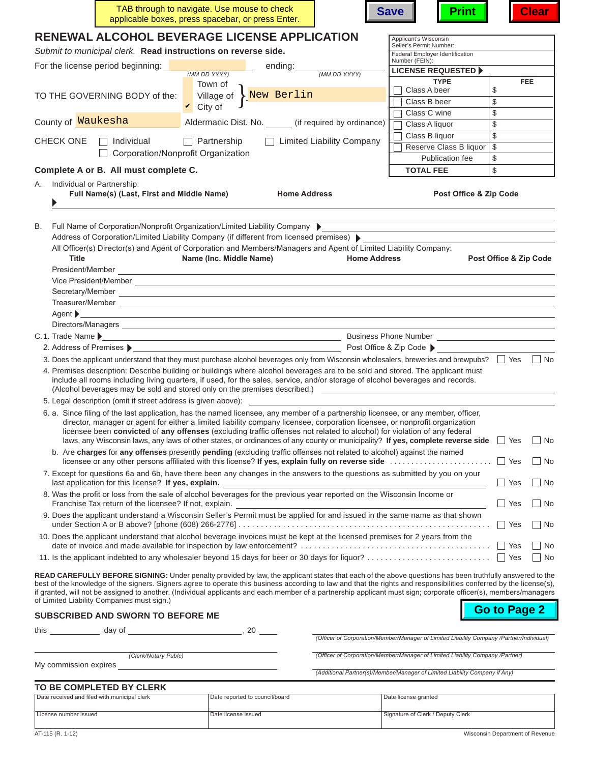TAB through to navigate. Use mouse to check applicable boxes, press spacebar, or press Enter.

Save | Print | Clear

# RENEWAL ALCOHOL BEVERAGE LICENSE APPLICATION

*Submit to municipal clerk.* **Read instructions on reverse side.**

For the license period beginning: ____________ *(MM DD YYYY)* ending: ____________ *(MM DD YYYY)*

TO THE GOVERNING BODY of the:
- ☐ Town of
- ☐ Village of
- ✔ City of

New Berlin

County of Waukesha  Aldermanic Dist. No. ______ (if required by ordinance)

CHECK ONE ☐ Individual ☐ Partnership ☐ Limited Liability Company ☐ Corporation/Nonprofit Organization

Applicant's Wisconsin Seller's Permit Number:

Federal Employer Identification Number (FEIN):

**LICENSE REQUESTED**

| TYPE | FEE |
|---|---|
| ☐ Class A beer | $ |
| ☐ Class B beer | $ |
| ☐ Class C wine | $ |
| ☐ Class A liquor | $ |
| ☐ Class B liquor | $ |
| ☐ Reserve Class B liquor | $ |
| Publication fee | $ |
| **TOTAL FEE** | $ |

**Complete A or B. All must complete C.**

A. Individual or Partnership:

**Full Name(s) (Last, First and Middle Name)** | **Home Address** | **Post Office & Zip Code**

B. Full Name of Corporation/Nonprofit Organization/Limited Liability Company ▶

Address of Corporation/Limited Liability Company (if different from licensed premises) ▶

All Officer(s) Director(s) and Agent of Corporation and Members/Managers and Agent of Limited Liability Company:

| Title | Name (Inc. Middle Name) | Home Address | Post Office & Zip Code |
|---|---|---|---|
| President/Member | | | |
| Vice President/Member | | | |
| Secretary/Member | | | |
| Treasurer/Member | | | |
| Agent ▶ | | | |
| Directors/Managers | | | |

C. 1. Trade Name ▶ ____________ Business Phone Number ____________

2. Address of Premises ▶ ____________ Post Office & Zip Code ▶ ____________

3. Does the applicant understand that they must purchase alcohol beverages only from Wisconsin wholesalers, breweries and brewpubs? ☐ Yes ☐ No

4. Premises description: Describe building or buildings where alcohol beverages are to be sold and stored. The applicant must include all rooms including living quarters, if used, for the sales, service, and/or storage of alcohol beverages and records. (Alcohol beverages may be sold and stored only on the premises described.) ____________

5. Legal description (omit if street address is given above): ____________

6. a. Since filing of the last application, has the named licensee, any member of a partnership licensee, or any member, officer, director, manager or agent for either a limited liability company licensee, corporation licensee, or nonprofit organization licensee been **convicted** of **any offenses** (excluding traffic offenses not related to alcohol) for violation of any federal laws, any Wisconsin laws, any laws of other states, or ordinances of any county or municipality? **If yes, complete reverse side** ☐ Yes ☐ No

b. Are **charges** for **any offenses** presently **pending** (excluding traffic offenses not related to alcohol) against the named licensee or any other persons affiliated with this license? **If yes, explain fully on reverse side** . . . . . . . . ☐ Yes ☐ No

7. Except for questions 6a and 6b, have there been any changes in the answers to the questions as submitted by you on your last application for this license? **If yes, explain.** ☐ Yes ☐ No

8. Was the profit or loss from the sale of alcohol beverages for the previous year reported on the Wisconsin Income or Franchise Tax return of the licensee? If not, explain. ☐ Yes ☐ No

9. Does the applicant understand a Wisconsin Seller's Permit must be applied for and issued in the same name as that shown under Section A or B above? [phone (608) 266-2776] . . . . . . . . ☐ Yes ☐ No

10. Does the applicant understand that alcohol beverage invoices must be kept at the licensed premises for 2 years from the date of invoice and made available for inspection by law enforcement? . . . . . . . . ☐ Yes ☐ No

11. Is the applicant indebted to any wholesaler beyond 15 days for beer or 30 days for liquor? . . . . . . . . ☐ Yes ☐ No

**READ CAREFULLY BEFORE SIGNING:** Under penalty provided by law, the applicant states that each of the above questions has been truthfully answered to the best of the knowledge of the signers. Signers agree to operate this business according to law and that the rights and responsibilities conferred by the license(s), if granted, will not be assigned to another. (Individual applicants and each member of a partnership applicant must sign; corporate officer(s), members/managers of Limited Liability Companies must sign.)

Go to Page 2

**SUBSCRIBED AND SWORN TO BEFORE ME**

this ________ day of ________________, 20 ____

____________________ *(Clerk/Notary Publc)*

My commission expires ____________________

____________________ *(Officer of Corporation/Member/Manager of Limited Liability Company /Partner/Individual)*

____________________ *(Officer of Corporation/Member/Manager of Limited Liability Company /Partner)*

____________________ *(Additional Partner(s)/Member/Manager of Limited Liability Company if Any)*

## TO BE COMPLETED BY CLERK

| Date received and filed with municipal clerk | Date reported to council/board | Date license granted |
|---|---|---|
| License number issued | Date license issued | Signature of Clerk / Deputy Clerk |

AT-115 (R. 1-12) Wisconsin Department of Revenue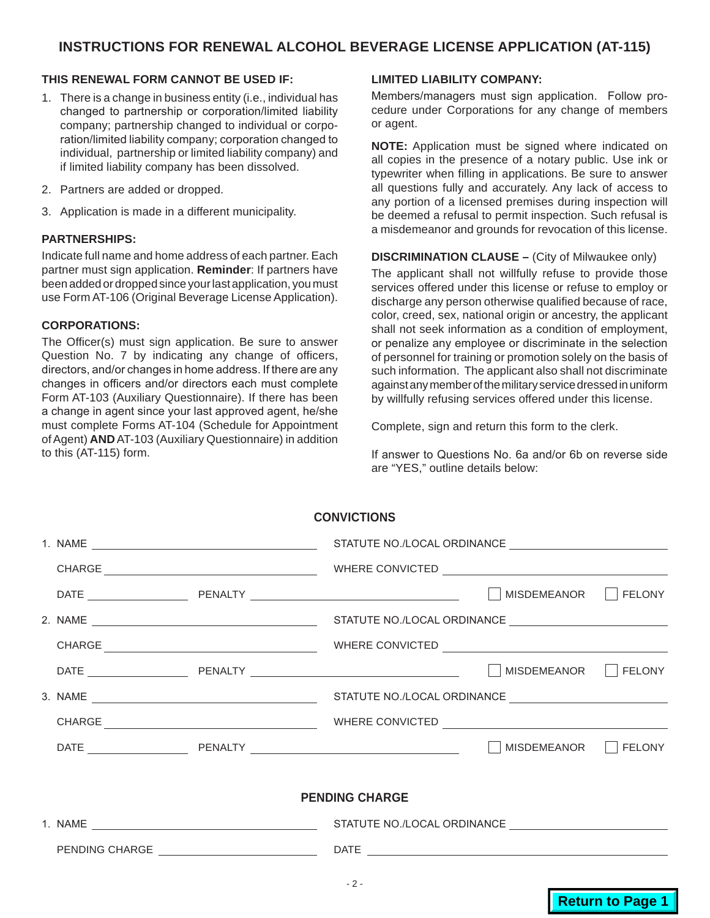# INSTRUCTIONS FOR RENEWAL ALCOHOL BEVERAGE LICENSE APPLICATION (AT-115)

### THIS RENEWAL FORM CANNOT BE USED IF:

1. There is a change in business entity (i.e., individual has changed to partnership or corporation/limited liability company; partnership changed to individual or corporation/limited liability company; corporation changed to individual, partnership or limited liability company) and if limited liability company has been dissolved.
2. Partners are added or dropped.
3. Application is made in a different municipality.

### PARTNERSHIPS:

Indicate full name and home address of each partner. Each partner must sign application. **Reminder**: If partners have been added or dropped since your last application, you must use Form AT-106 (Original Beverage License Application).

### CORPORATIONS:

The Officer(s) must sign application. Be sure to answer Question No. 7 by indicating any change of officers, directors, and/or changes in home address. If there are any changes in officers and/or directors each must complete Form AT-103 (Auxiliary Questionnaire). If there has been a change in agent since your last approved agent, he/she must complete Forms AT-104 (Schedule for Appointment of Agent) **AND** AT-103 (Auxiliary Questionnaire) in addition to this (AT-115) form.

### LIMITED LIABILITY COMPANY:

Members/managers must sign application. Follow procedure under Corporations for any change of members or agent.

**NOTE:** Application must be signed where indicated on all copies in the presence of a notary public. Use ink or typewriter when filling in applications. Be sure to answer all questions fully and accurately. Any lack of access to any portion of a licensed premises during inspection will be deemed a refusal to permit inspection. Such refusal is a misdemeanor and grounds for revocation of this license.

**DISCRIMINATION CLAUSE –** (City of Milwaukee only)

The applicant shall not willfully refuse to provide those services offered under this license or refuse to employ or discharge any person otherwise qualified because of race, color, creed, sex, national origin or ancestry, the applicant shall not seek information as a condition of employment, or penalize any employee or discriminate in the selection of personnel for training or promotion solely on the basis of such information. The applicant also shall not discriminate against any member of the military service dressed in uniform by willfully refusing services offered under this license.

Complete, sign and return this form to the clerk.

If answer to Questions No. 6a and/or 6b on reverse side are "YES," outline details below:

### CONVICTIONS

1. NAME ____________________ STATUTE NO./LOCAL ORDINANCE ____________________
   CHARGE ____________________ WHERE CONVICTED ____________________
   DATE __________ PENALTY ____________________ ☐ MISDEMEANOR ☐ FELONY

2. NAME ____________________ STATUTE NO./LOCAL ORDINANCE ____________________
   CHARGE ____________________ WHERE CONVICTED ____________________
   DATE __________ PENALTY ____________________ ☐ MISDEMEANOR ☐ FELONY

3. NAME ____________________ STATUTE NO./LOCAL ORDINANCE ____________________
   CHARGE ____________________ WHERE CONVICTED ____________________
   DATE __________ PENALTY ____________________ ☐ MISDEMEANOR ☐ FELONY

### PENDING CHARGE

1. NAME ____________________ STATUTE NO./LOCAL ORDINANCE ____________________
   PENDING CHARGE ____________________ DATE ____________________

Return to Page 1